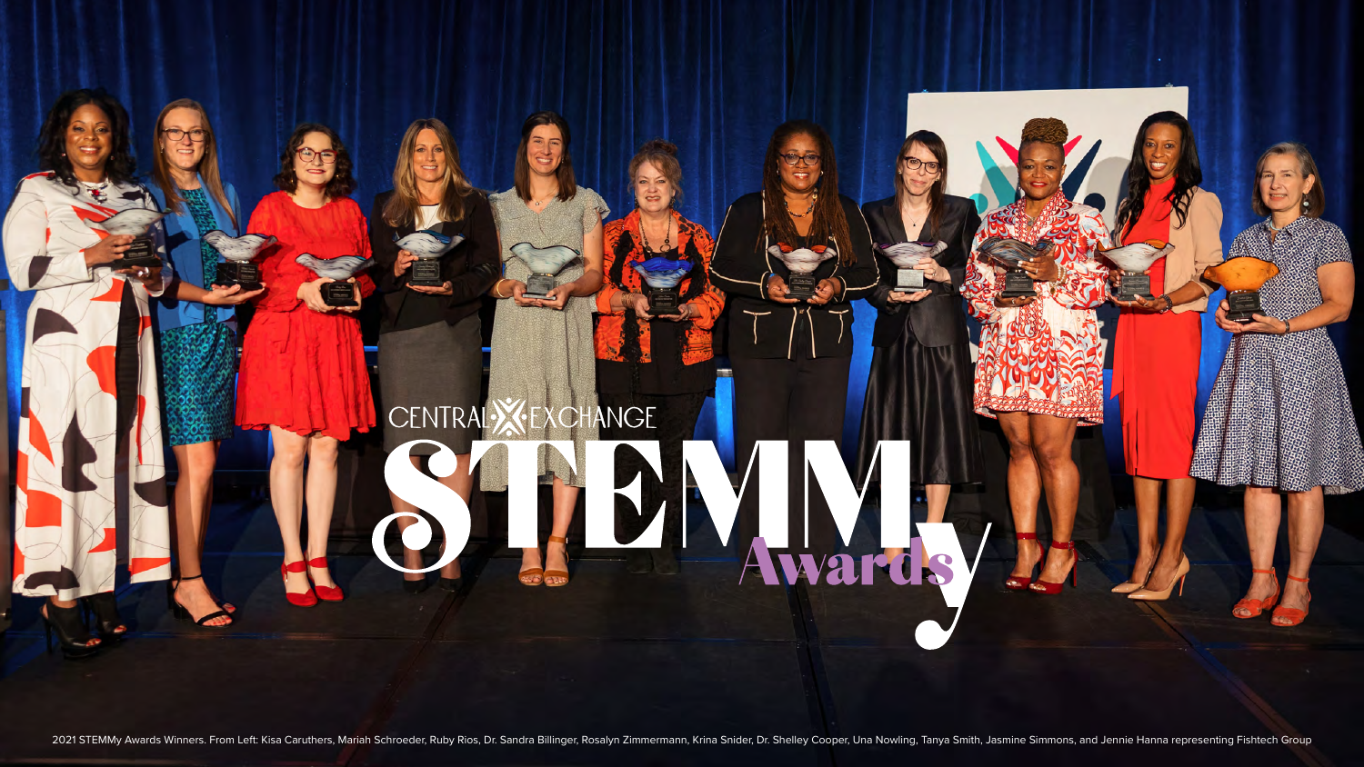CENTRAL EXCHANGE

# STEMMy Awards

2021 STEMMy Awards Winners. From Left: Kisa Caruthers, Mariah Schroeder, Ruby Rios, Dr. Sandra Billinger, Rosalyn Zimmermann, Krina Snider, Dr. Shelley Cooper, Una Nowling, Tanya Smith, Jasmine Simmons, and Jennie Hanna representing Fishtech Group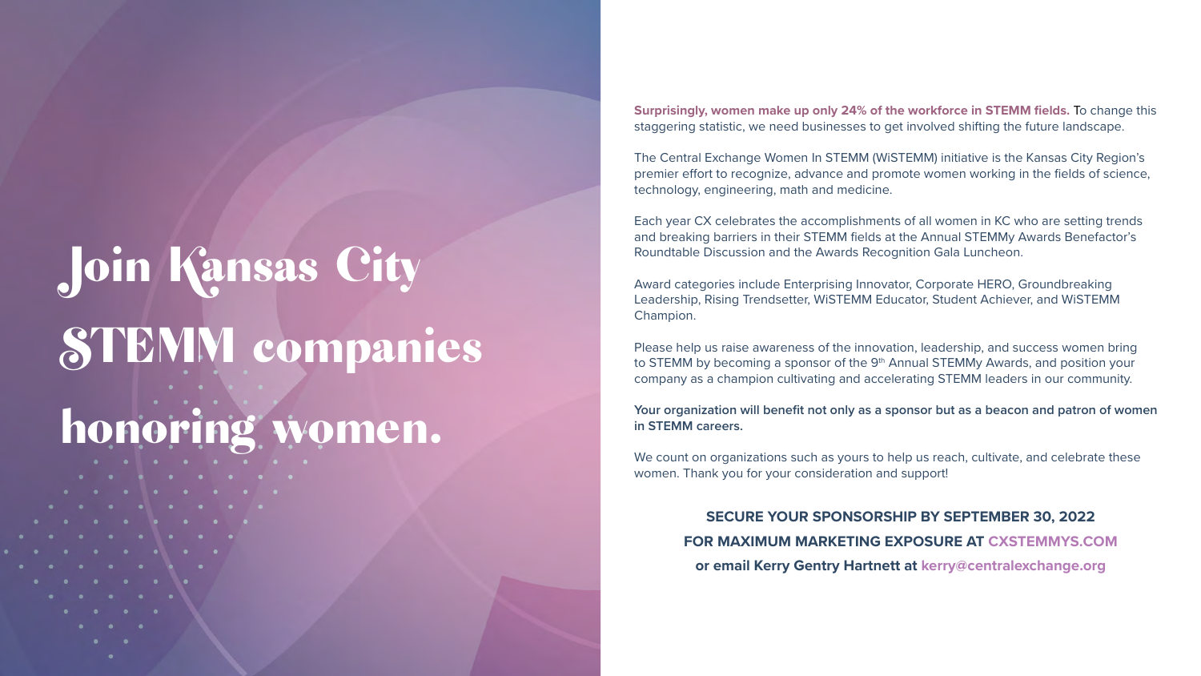# Join Kansas City STEMM companies honoring women.

**Surprisingly, women make up only 24% of the workforce in STEMM fields.** To change this staggering statistic, we need businesses to get involved shifting the future landscape.

The Central Exchange Women In STEMM (WiSTEMM) initiative is the Kansas City Region's premier effort to recognize, advance and promote women working in the fields of science, technology, engineering, math and medicine.

Each year CX celebrates the accomplishments of all women in KC who are setting trends and breaking barriers in their STEMM fields at the Annual STEMMy Awards Benefactor's Roundtable Discussion and the Awards Recognition Gala Luncheon.

Award categories include Enterprising Innovator, Corporate HERO, Groundbreaking Leadership, Rising Trendsetter, WiSTEMM Educator, Student Achiever, and WiSTEMM Champion.

Please help us raise awareness of the innovation, leadership, and success women bring to STEMM by becoming a sponsor of the 9th Annual STEMMy Awards, and position your company as a champion cultivating and accelerating STEMM leaders in our community.

**Your organization will benefit not only as a sponsor but as a beacon and patron of women in STEMM careers.**

We count on organizations such as yours to help us reach, cultivate, and celebrate these women. Thank you for your consideration and support!

**SECURE YOUR SPONSORSHIP BY SEPTEMBER 30, 2022**
**FOR MAXIMUM MARKETING EXPOSURE AT CXSTEMMYS.COM**
**or email Kerry Gentry Hartnett at kerry@centralexchange.org**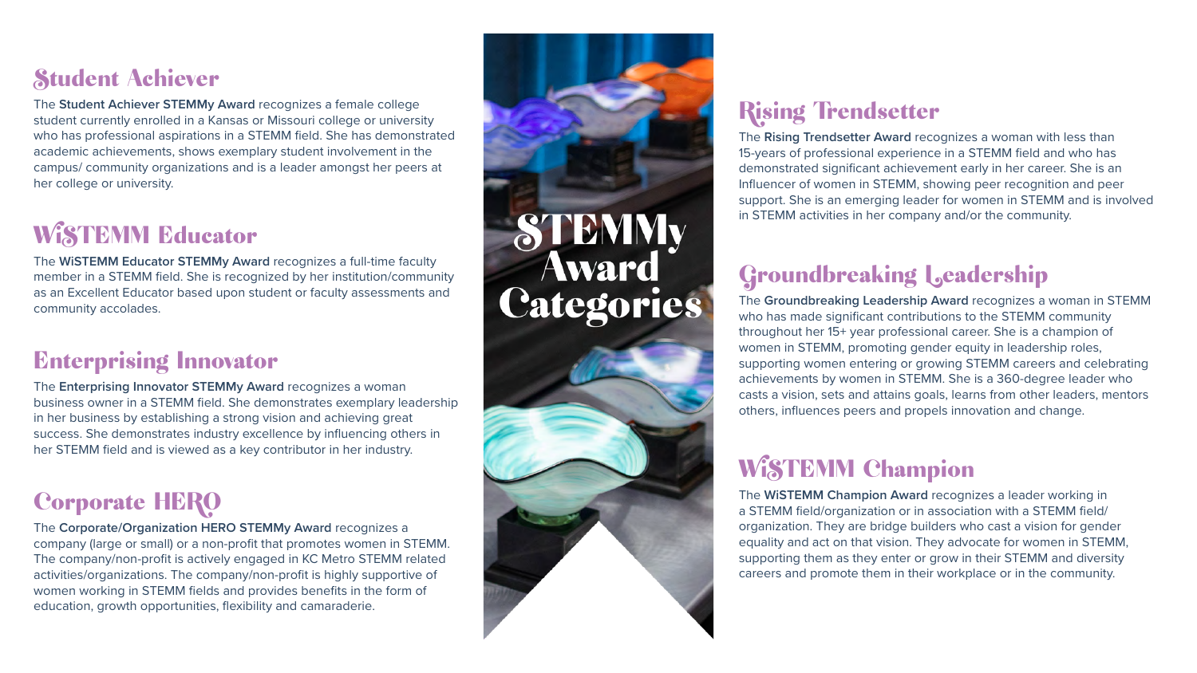# STEMMy Award Categories

## Student Achiever

The **Student Achiever STEMMy Award** recognizes a female college student currently enrolled in a Kansas or Missouri college or university who has professional aspirations in a STEMM field. She has demonstrated academic achievements, shows exemplary student involvement in the campus/ community organizations and is a leader amongst her peers at her college or university.

## WiSTEMM Educator

The **WiSTEMM Educator STEMMy Award** recognizes a full-time faculty member in a STEMM field. She is recognized by her institution/community as an Excellent Educator based upon student or faculty assessments and community accolades.

## Enterprising Innovator

The **Enterprising Innovator STEMMy Award** recognizes a woman business owner in a STEMM field. She demonstrates exemplary leadership in her business by establishing a strong vision and achieving great success. She demonstrates industry excellence by influencing others in her STEMM field and is viewed as a key contributor in her industry.

## Corporate HERO

The **Corporate/Organization HERO STEMMy Award** recognizes a company (large or small) or a non-profit that promotes women in STEMM. The company/non-profit is actively engaged in KC Metro STEMM related activities/organizations. The company/non-profit is highly supportive of women working in STEMM fields and provides benefits in the form of education, growth opportunities, flexibility and camaraderie.

## Rising Trendsetter

The **Rising Trendsetter Award** recognizes a woman with less than 15-years of professional experience in a STEMM field and who has demonstrated significant achievement early in her career. She is an Influencer of women in STEMM, showing peer recognition and peer support. She is an emerging leader for women in STEMM and is involved in STEMM activities in her company and/or the community.

## Groundbreaking Leadership

The **Groundbreaking Leadership Award** recognizes a woman in STEMM who has made significant contributions to the STEMM community throughout her 15+ year professional career. She is a champion of women in STEMM, promoting gender equity in leadership roles, supporting women entering or growing STEMM careers and celebrating achievements by women in STEMM. She is a 360-degree leader who casts a vision, sets and attains goals, learns from other leaders, mentors others, influences peers and propels innovation and change.

## WiSTEMM Champion

The **WiSTEMM Champion Award** recognizes a leader working in a STEMM field/organization or in association with a STEMM field/ organization. They are bridge builders who cast a vision for gender equality and act on that vision. They advocate for women in STEMM, supporting them as they enter or grow in their STEMM and diversity careers and promote them in their workplace or in the community.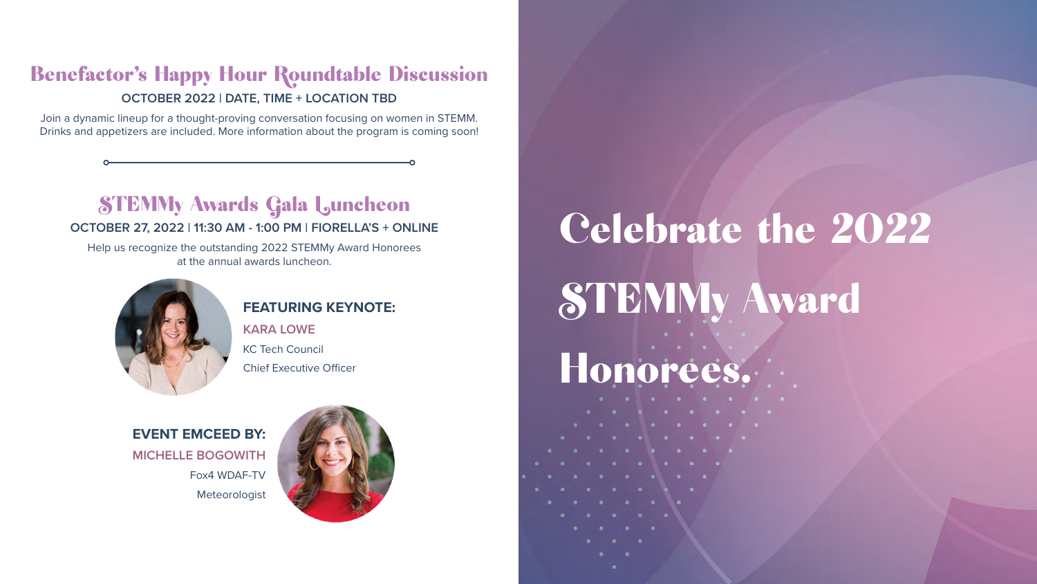## Benefactor's Happy Hour Roundtable Discussion

**OCTOBER 2022 | DATE, TIME + LOCATION TBD**

Join a dynamic lineup for a thought-proving conversation focusing on women in STEMM. Drinks and appetizers are included. More information about the program is coming soon!

## STEMMy Awards Gala Luncheon

**OCTOBER 27, 2022 | 11:30 AM - 1:00 PM | FIORELLA'S + ONLINE**

Help us recognize the outstanding 2022 STEMMy Award Honorees at the annual awards luncheon.

**FEATURING KEYNOTE:**

**KARA LOWE**

KC Tech Council

Chief Executive Officer

**EVENT EMCEED BY:**

**MICHELLE BOGOWITH**

Fox4 WDAF-TV

Meteorologist

# Celebrate the 2022 STEMMy Award Honorees.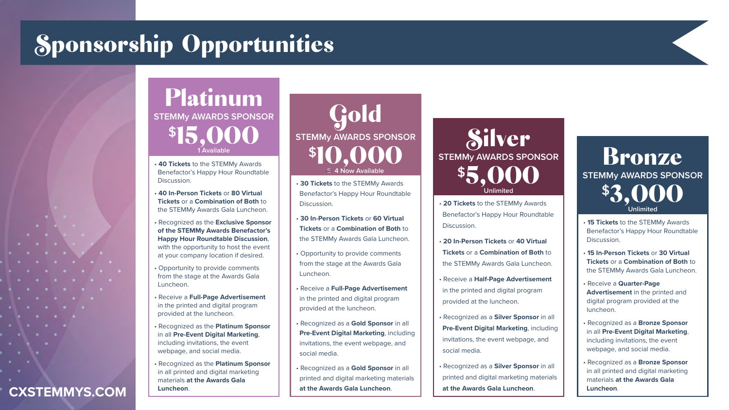# Sponsorship Opportunities

## Platinum
**STEMMy AWARDS SPONSOR**

**$15,000**

1 Available

- **40 Tickets** to the STEMMy Awards Benefactor's Happy Hour Roundtable Discussion.
- **40 In-Person Tickets** or **80 Virtual Tickets** or a **Combination of Both** to the STEMMy Awards Gala Luncheon.
- Recognized as the **Exclusive Sponsor of the STEMMy Awards Benefactor's Happy Hour Roundtable Discussion**, with the opportunity to host the event at your company location if desired.
- Opportunity to provide comments from the stage at the Awards Gala Luncheon.
- Receive a **Full-Page Advertisement** in the printed and digital program provided at the luncheon.
- Recognized as the **Platinum Sponsor** in all **Pre-Event Digital Marketing**, including invitations, the event webpage, and social media.
- Recognized as the **Platinum Sponsor** in all printed and digital marketing materials **at the Awards Gala Luncheon**.

## Gold
**STEMMy AWARDS SPONSOR**

**$10,000**

~~5~~ 4 Now Available

- **30 Tickets** to the STEMMy Awards Benefactor's Happy Hour Roundtable Discussion.
- **30 In-Person Tickets** or **60 Virtual Tickets** or a **Combination of Both** to the STEMMy Awards Gala Luncheon.
- Opportunity to provide comments from the stage at the Awards Gala Luncheon.
- Receive a **Full-Page Advertisement** in the printed and digital program provided at the luncheon.
- Recognized as a **Gold Sponsor** in all **Pre-Event Digital Marketing**, including invitations, the event webpage, and social media.
- Recognized as a **Gold Sponsor** in all printed and digital marketing materials **at the Awards Gala Luncheon**.

## Silver
**STEMMy AWARDS SPONSOR**

**$5,000**

Unlimited

- **20 Tickets** to the STEMMy Awards Benefactor's Happy Hour Roundtable Discussion.
- **20 In-Person Tickets** or **40 Virtual Tickets** or a **Combination of Both** to the STEMMy Awards Gala Luncheon.
- Receive a **Half-Page Advertisement** in the printed and digital program provided at the luncheon.
- Recognized as a **Silver Sponsor** in all **Pre-Event Digital Marketing**, including invitations, the event webpage, and social media.
- Recognized as a **Silver Sponsor** in all printed and digital marketing materials **at the Awards Gala Luncheon**.

## Bronze
**STEMMy AWARDS SPONSOR**

**$3,000**

Unlimited

- **15 Tickets** to the STEMMy Awards Benefactor's Happy Hour Roundtable Discussion.
- **15 In-Person Tickets** or **30 Virtual Tickets** or a **Combination of Both** to the STEMMy Awards Gala Luncheon.
- Receive a **Quarter-Page Advertisement** in the printed and digital program provided at the luncheon.
- Recognized as a **Bronze Sponsor** in all **Pre-Event Digital Marketing**, including invitations, the event webpage, and social media.
- Recognized as a **Bronze Sponsor** in all printed and digital marketing materials **at the Awards Gala Luncheon**.

**CXSTEMMYS.COM**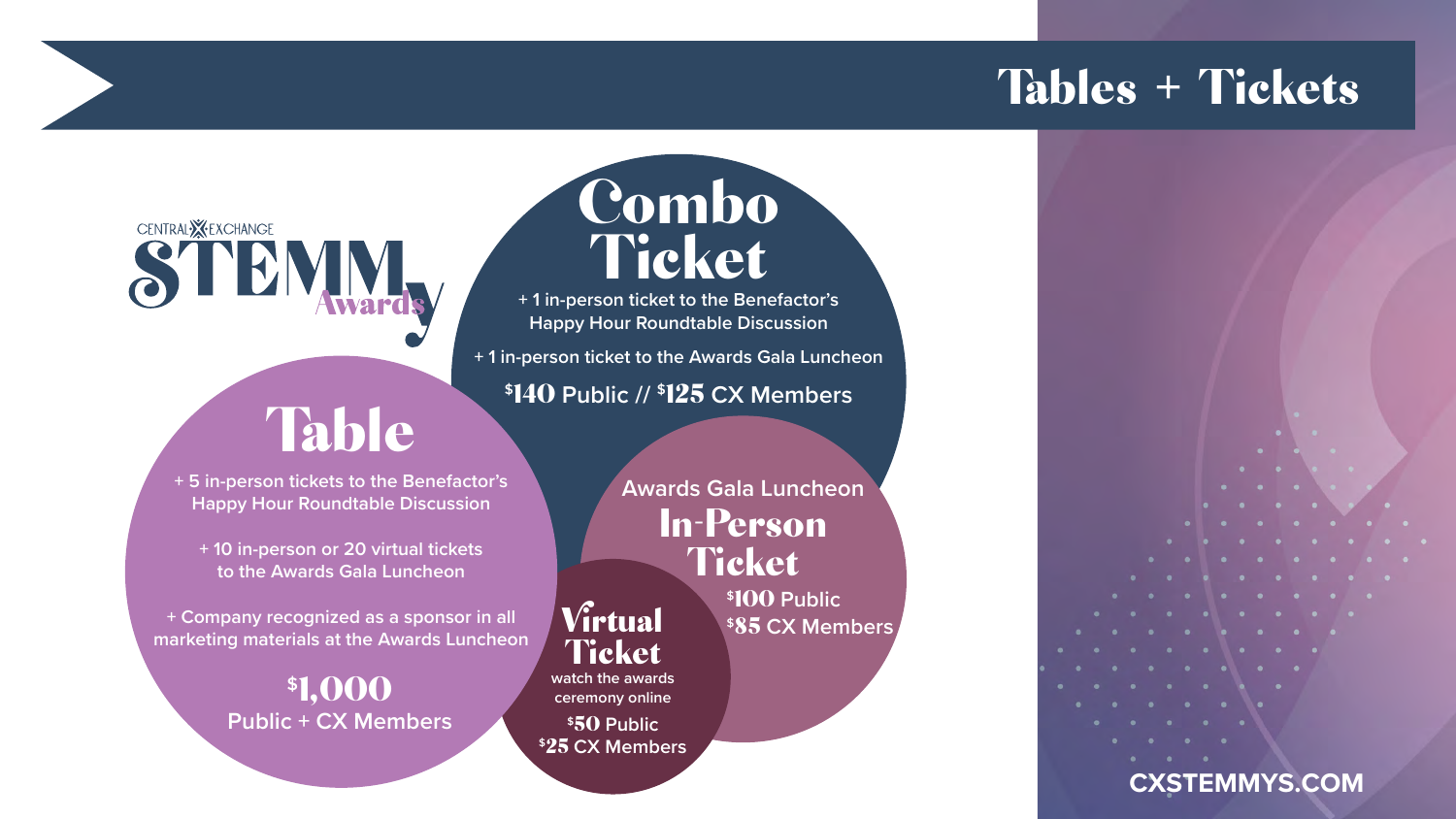# Tables + Tickets

CENTRAL EXCHANGE STEMMy Awards

## Combo Ticket

+ 1 in-person ticket to the Benefactor's Happy Hour Roundtable Discussion

+ 1 in-person ticket to the Awards Gala Luncheon

$140 Public // $125 CX Members

## Table

+ 5 in-person tickets to the Benefactor's Happy Hour Roundtable Discussion

+ 10 in-person or 20 virtual tickets to the Awards Gala Luncheon

+ Company recognized as a sponsor in all marketing materials at the Awards Luncheon

$1,000
Public + CX Members

## Awards Gala Luncheon In-Person Ticket

$100 Public
$85 CX Members

## Virtual Ticket

watch the awards ceremony online

$50 Public
$25 CX Members

CXSTEMMYS.COM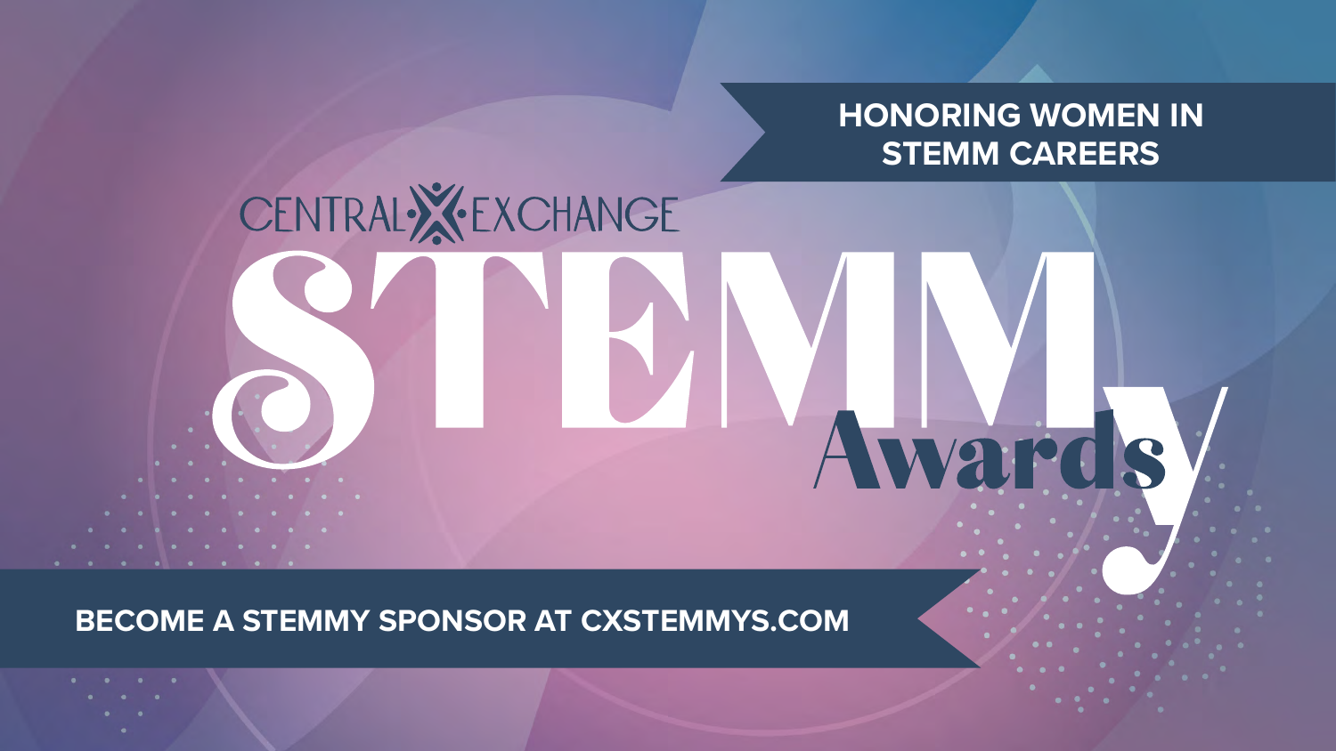HONORING WOMEN IN STEMM CAREERS

CENTRAL EXCHANGE

# STEMMy Awards

BECOME A STEMMY SPONSOR AT CXSTEMMYS.COM